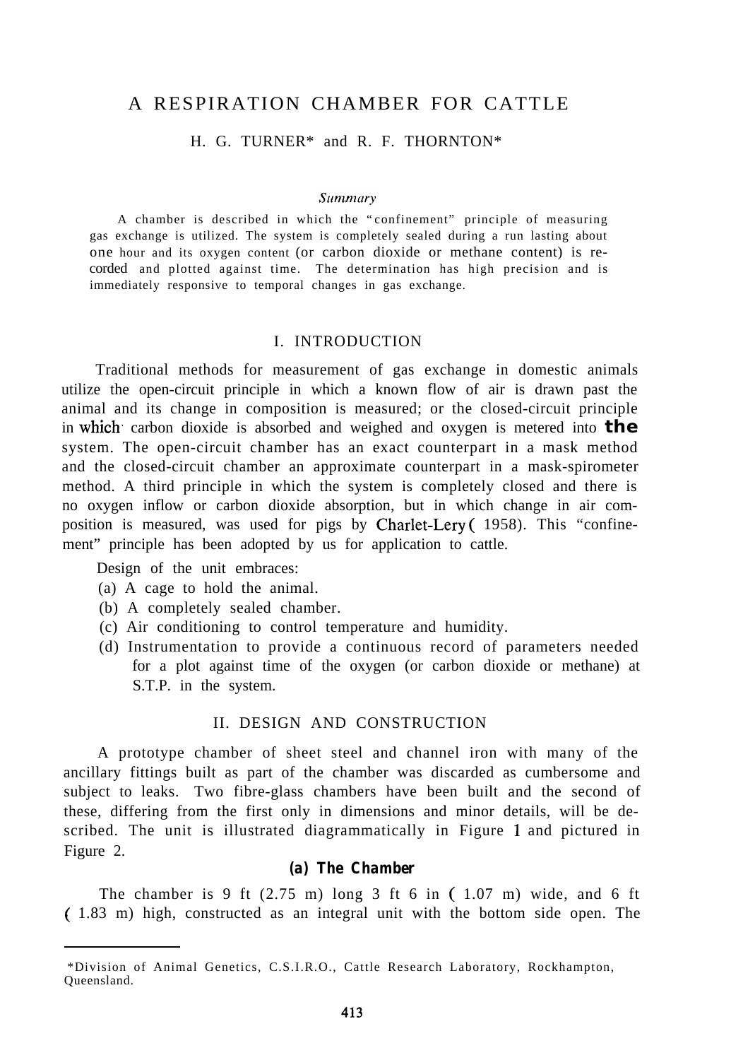# A RESPIRATION CHAMBER FOR CATTLE

H. G. TURNER* and R. F. THORNTON*

*Summary*

A chamber is described in which the "confinement" principle of measuring gas exchange is utilized. The system is completely sealed during a run lasting about one hour and its oxygen content (or carbon dioxide or methane content) is recorded and plotted against time. The determination has high precision and is immediately responsive to temporal changes in gas exchange.

## I. INTRODUCTION

Traditional methods for measurement of gas exchange in domestic animals utilize the open-circuit principle in which a known flow of air is drawn past the animal and its change in composition is measured; or the closed-circuit principle in which carbon dioxide is absorbed and weighed and oxygen is metered into the system. The open-circuit chamber has an exact counterpart in a mask method and the closed-circuit chamber an approximate counterpart in a mask-spirometer method. A third principle in which the system is completely closed and there is no oxygen inflow or carbon dioxide absorption, but in which change in air composition is measured, was used for pigs by Charlet-Lery (1958). This "confinement" principle has been adopted by us for application to cattle.

Design of the unit embraces:

(a) A cage to hold the animal.
(b) A completely sealed chamber.
(c) Air conditioning to control temperature and humidity.
(d) Instrumentation to provide a continuous record of parameters needed for a plot against time of the oxygen (or carbon dioxide or methane) at S.T.P. in the system.

## II. DESIGN AND CONSTRUCTION

A prototype chamber of sheet steel and channel iron with many of the ancillary fittings built as part of the chamber was discarded as cumbersome and subject to leaks. Two fibre-glass chambers have been built and the second of these, differing from the first only in dimensions and minor details, will be described. The unit is illustrated diagrammatically in Figure 1 and pictured in Figure 2.

### (a) The Chamber

The chamber is 9 ft (2.75 m) long 3 ft 6 in (1.07 m) wide, and 6 ft (1.83 m) high, constructed as an integral unit with the bottom side open. The

*Division of Animal Genetics, C.S.I.R.O., Cattle Research Laboratory, Rockhampton, Queensland.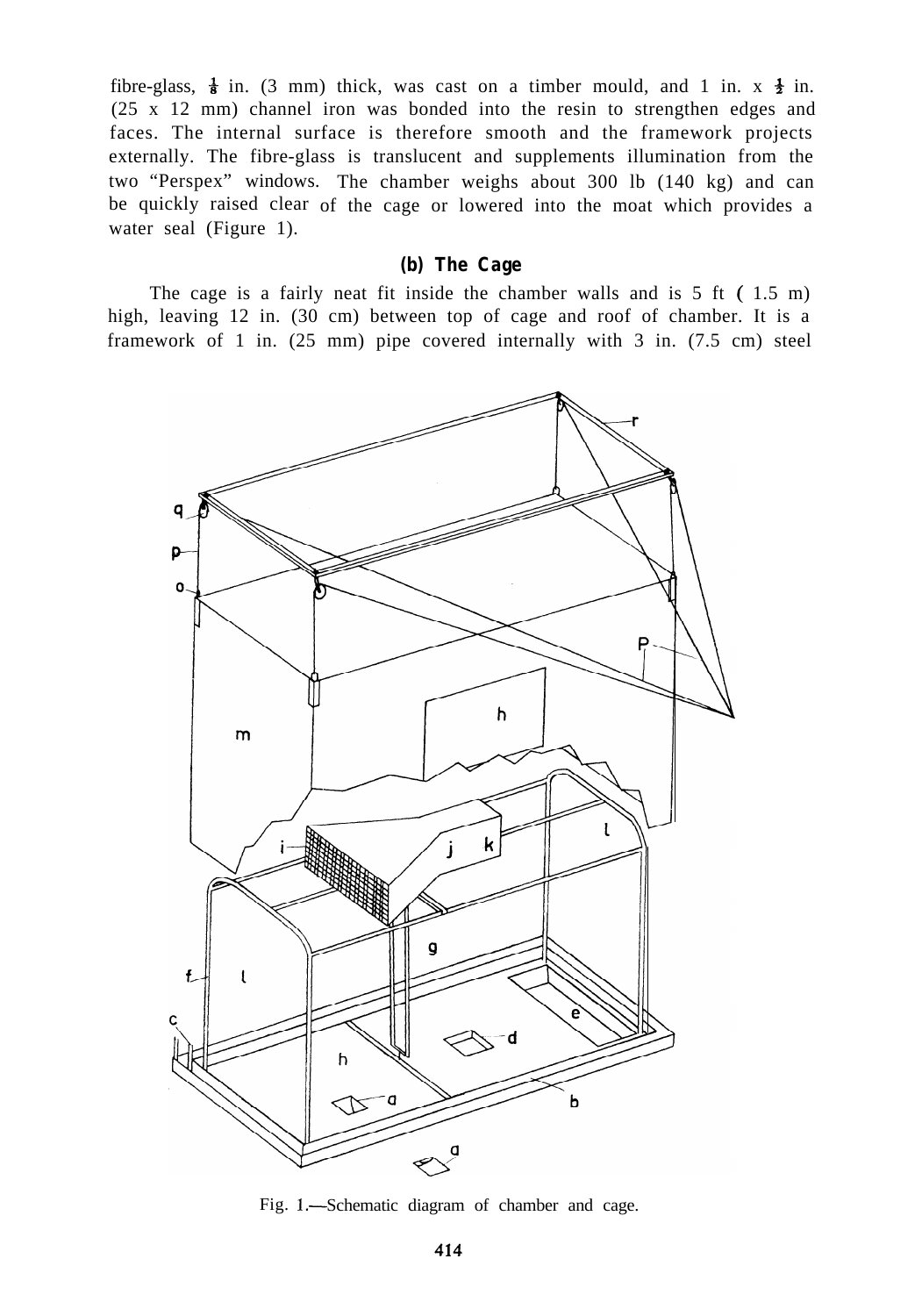fibre-glass, $\frac{1}{8}$ in. (3 mm) thick, was cast on a timber mould, and 1 in. x $\frac{1}{2}$ in. (25 x 12 mm) channel iron was bonded into the resin to strengthen edges and faces. The internal surface is therefore smooth and the framework projects externally. The fibre-glass is translucent and supplements illumination from the two "Perspex" windows. The chamber weighs about 300 lb (140 kg) and can be quickly raised clear of the cage or lowered into the moat which provides a water seal (Figure 1).

### (b) The Cage

The cage is a fairly neat fit inside the chamber walls and is 5 ft ( 1.5 m) high, leaving 12 in. (30 cm) between top of cage and roof of chamber. It is a framework of 1 in. (25 mm) pipe covered internally with 3 in. (7.5 cm) steel

Fig. 1.—Schematic diagram of chamber and cage.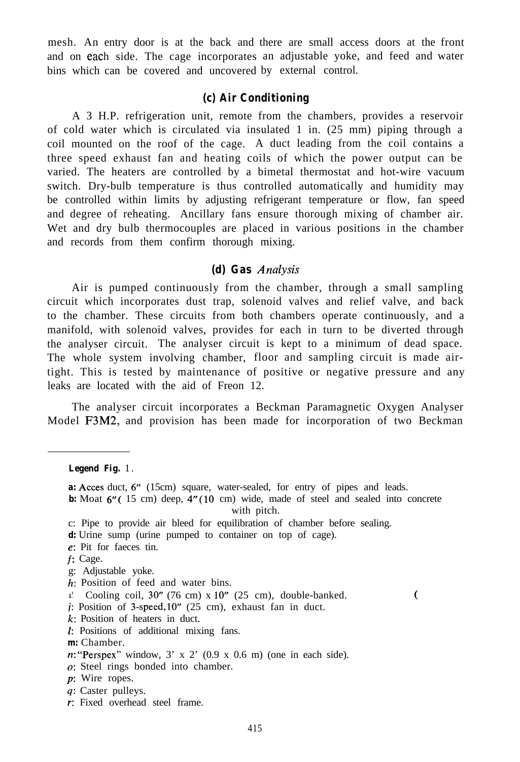mesh. An entry door is at the back and there are small access doors at the front and on each side. The cage incorporates an adjustable yoke, and feed and water bins which can be covered and uncovered by external control.

### (c) Air Conditioning

A 3 H.P. refrigeration unit, remote from the chambers, provides a reservoir of cold water which is circulated via insulated 1 in. (25 mm) piping through a coil mounted on the roof of the cage. A duct leading from the coil contains a three speed exhaust fan and heating coils of which the power output can be varied. The heaters are controlled by a bimetal thermostat and hot-wire vacuum switch. Dry-bulb temperature is thus controlled automatically and humidity may be controlled within limits by adjusting refrigerant temperature or flow, fan speed and degree of reheating. Ancillary fans ensure thorough mixing of chamber air. Wet and dry bulb thermocouples are placed in various positions in the chamber and records from them confirm thorough mixing.

### (d) Gas *Analysis*

Air is pumped continuously from the chamber, through a small sampling circuit which incorporates dust trap, solenoid valves and relief valve, and back to the chamber. These circuits from both chambers operate continuously, and a manifold, with solenoid valves, provides for each in turn to be diverted through the analyser circuit. The analyser circuit is kept to a minimum of dead space. The whole system involving chamber, floor and sampling circuit is made air-tight. This is tested by maintenance of positive or negative pressure and any leaks are located with the aid of Freon 12.

The analyser circuit incorporates a Beckman Paramagnetic Oxygen Analyser Model F3M2, and provision has been made for incorporation of two Beckman

---

**Legend Fig.** 1.

**a:** Acces duct, 6″ (15cm) square, water-sealed, for entry of pipes and leads.
**b:** Moat 6″ (15 cm) deep, 4″ (10 cm) wide, made of steel and sealed into concrete with pitch.
c: Pipe to provide air bleed for equilibration of chamber before sealing.
**d:** Urine sump (urine pumped to container on top of cage).
*e*: Pit for faeces tin.
*f*: Cage.
g: Adjustable yoke.
*h*: Position of feed and water bins.
*i*: Cooling coil, 30″ (76 cm) x 10″ (25 cm), double-banked.
*j*: Position of 3-speed, 10″ (25 cm), exhaust fan in duct.
*k*: Position of heaters in duct.
*l*: Positions of additional mixing fans.
**m:** Chamber.
*n*: "Perspex" window, 3′ x 2′ (0.9 x 0.6 m) (one in each side).
*o*: Steel rings bonded into chamber.
*p*: Wire ropes.
*q*: Caster pulleys.
*r*: Fixed overhead steel frame.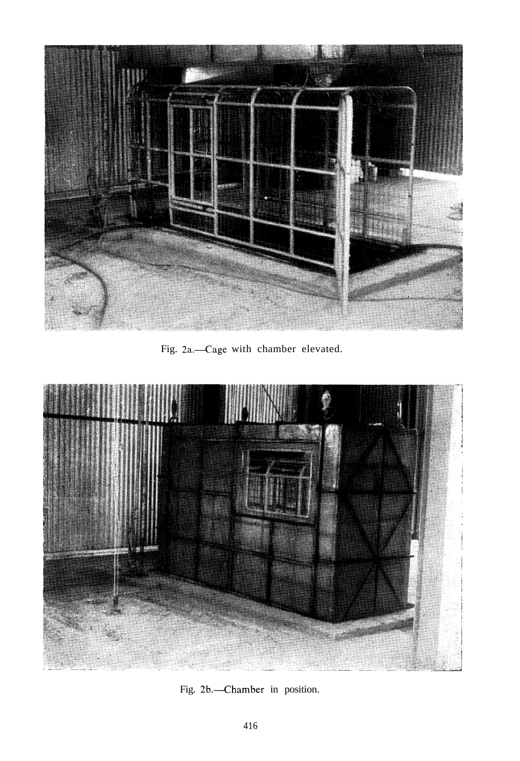Fig. 2a.—Cage with chamber elevated.

Fig. 2b.—Chamber in position.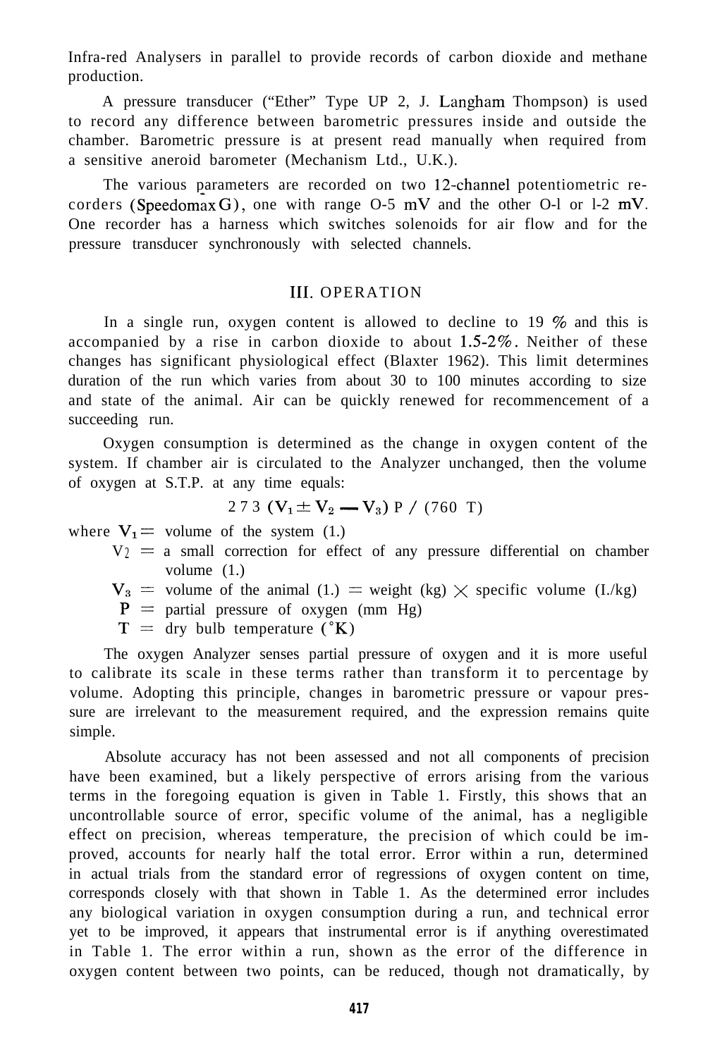Infra-red Analysers in parallel to provide records of carbon dioxide and methane production.

A pressure transducer ("Ether" Type UP 2, J. Langham Thompson) is used to record any difference between barometric pressures inside and outside the chamber. Barometric pressure is at present read manually when required from a sensitive aneroid barometer (Mechanism Ltd., U.K.).

The various parameters are recorded on two 12-channel potentiometric recorders (Speedomax G), one with range 0-5 mV and the other 0-1 or 1-2 mV. One recorder has a harness which switches solenoids for air flow and for the pressure transducer synchronously with selected channels.

## III. OPERATION

In a single run, oxygen content is allowed to decline to 19 % and this is accompanied by a rise in carbon dioxide to about 1.5-2%. Neither of these changes has significant physiological effect (Blaxter 1962). This limit determines duration of the run which varies from about 30 to 100 minutes according to size and state of the animal. Air can be quickly renewed for recommencement of a succeeding run.

Oxygen consumption is determined as the change in oxygen content of the system. If chamber air is circulated to the Analyzer unchanged, then the volume of oxygen at S.T.P. at any time equals:

$$273\,(V_1 \pm V_2 - V_3)\,P\,/\,(760\;T)$$

where $V_1$ = volume of the system (l.)

$V_2$ = a small correction for effect of any pressure differential on chamber volume (l.)

$V_3$ = volume of the animal (l.) = weight (kg) $\times$ specific volume (l./kg)

$P$ = partial pressure of oxygen (mm Hg)

$T$ = dry bulb temperature (°K)

The oxygen Analyzer senses partial pressure of oxygen and it is more useful to calibrate its scale in these terms rather than transform it to percentage by volume. Adopting this principle, changes in barometric pressure or vapour pressure are irrelevant to the measurement required, and the expression remains quite simple.

Absolute accuracy has not been assessed and not all components of precision have been examined, but a likely perspective of errors arising from the various terms in the foregoing equation is given in Table 1. Firstly, this shows that an uncontrollable source of error, specific volume of the animal, has a negligible effect on precision, whereas temperature, the precision of which could be improved, accounts for nearly half the total error. Error within a run, determined in actual trials from the standard error of regressions of oxygen content on time, corresponds closely with that shown in Table 1. As the determined error includes any biological variation in oxygen consumption during a run, and technical error yet to be improved, it appears that instrumental error is if anything overestimated in Table 1. The error within a run, shown as the error of the difference in oxygen content between two points, can be reduced, though not dramatically, by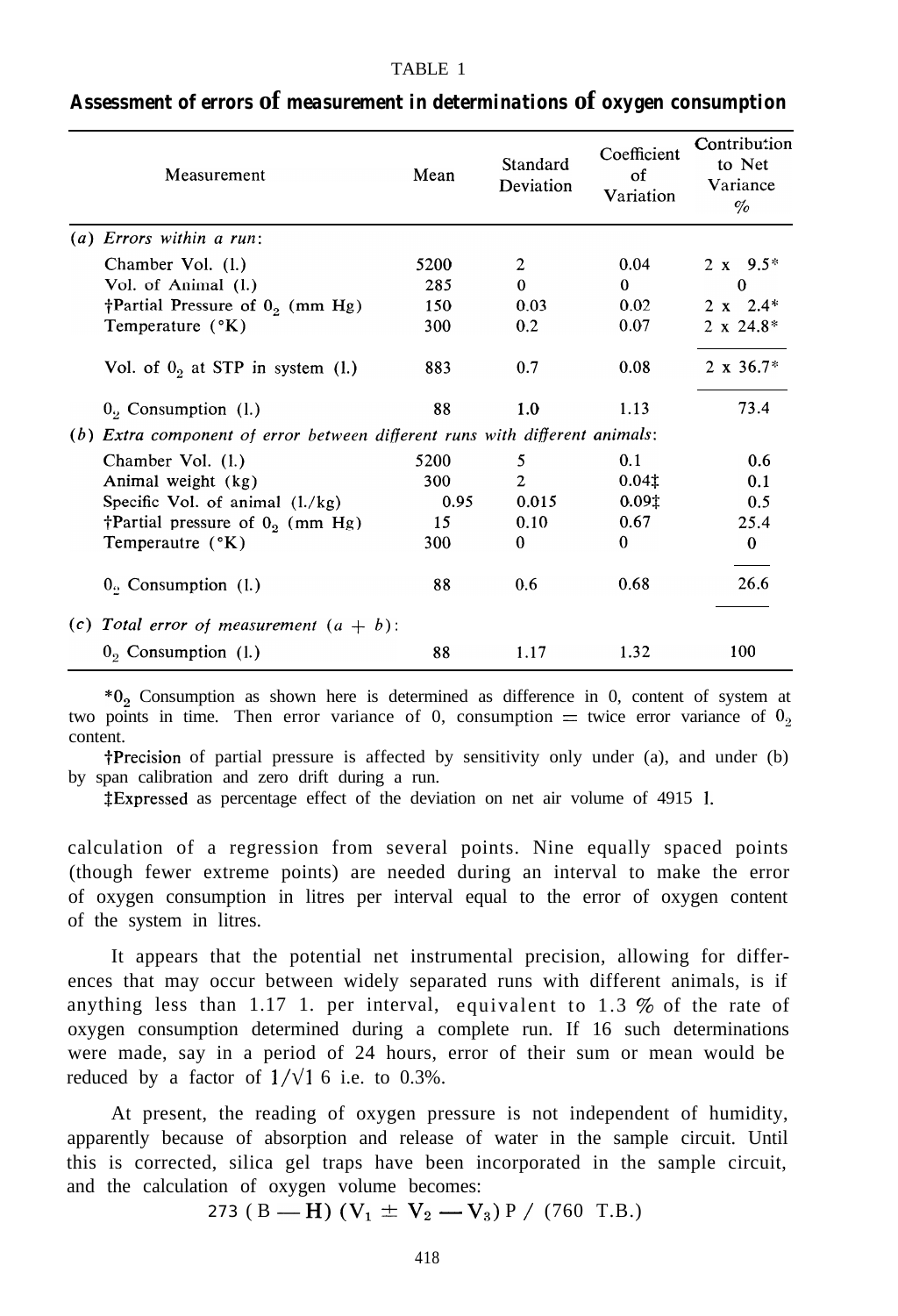TABLE 1

**Assessment of errors of measurement in determinations of oxygen consumption**

| Measurement | Mean | Standard Deviation | Coefficient of Variation | Contribution to Net Variance % |
|---|---|---|---|---|
| (*a*) *Errors within a run*: | | | | |
| Chamber Vol. (l.) | 5200 | 2 | 0.04 | 2 x 9.5* |
| Vol. of Animal (l.) | 285 | 0 | 0 | 0 |
| †Partial Pressure of $0_2$ (mm Hg) | 150 | 0.03 | 0.02 | 2 x 2.4* |
| Temperature (°K) | 300 | 0.2 | 0.07 | 2 x 24.8* |
| Vol. of $0_2$ at STP in system (l.) | 883 | 0.7 | 0.08 | 2 x 36.7* |
| $0_2$ Consumption (l.) | 88 | 1.0 | 1.13 | 73.4 |
| (*b*) *Extra component of error between different runs with different animals*: | | | | |
| Chamber Vol. (l.) | 5200 | 5 | 0.1 | 0.6 |
| Animal weight (kg) | 300 | 2 | 0.04‡ | 0.1 |
| Specific Vol. of animal (l./kg) | 0.95 | 0.015 | 0.09‡ | 0.5 |
| †Partial pressure of $0_2$ (mm Hg) | 15 | 0.10 | 0.67 | 25.4 |
| Temperautre (°K) | 300 | 0 | 0 | 0 |
| $0_2$ Consumption (l.) | 88 | 0.6 | 0.68 | 26.6 |
| (*c*) *Total error of measurement* (*a* + *b*): | | | | |
| $0_2$ Consumption (l.) | 88 | 1.17 | 1.32 | 100 |

*$0_2$ Consumption as shown here is determined as difference in 0, content of system at two points in time. Then error variance of 0, consumption = twice error variance of $0_2$ content.

†Precision of partial pressure is affected by sensitivity only under (a), and under (b) by span calibration and zero drift during a run.

‡Expressed as percentage effect of the deviation on net air volume of 4915 l.

calculation of a regression from several points. Nine equally spaced points (though fewer extreme points) are needed during an interval to make the error of oxygen consumption in litres per interval equal to the error of oxygen content of the system in litres.

It appears that the potential net instrumental precision, allowing for differences that may occur between widely separated runs with different animals, is if anything less than 1.17 l. per interval, equivalent to 1.3 % of the rate of oxygen consumption determined during a complete run. If 16 such determinations were made, say in a period of 24 hours, error of their sum or mean would be reduced by a factor of $1/\sqrt{16}$ i.e. to 0.3%.

At present, the reading of oxygen pressure is not independent of humidity, apparently because of absorption and release of water in the sample circuit. Until this is corrected, silica gel traps have been incorporated in the sample circuit, and the calculation of oxygen volume becomes:

$$273\,(B - H)\,(V_1 \pm V_2 - V_3)\,P\;/\;(760\ T.B.)$$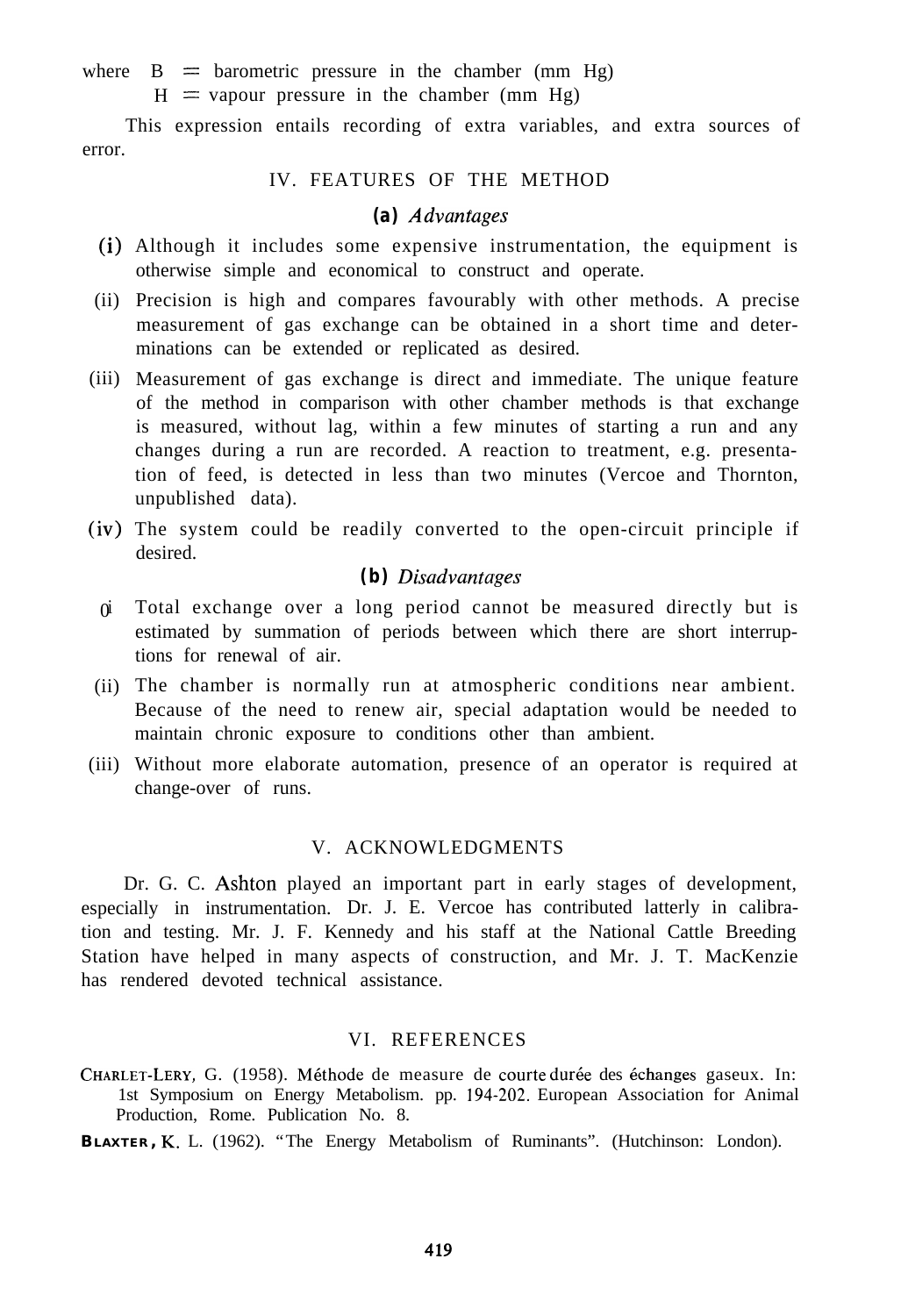where B = barometric pressure in the chamber (mm Hg)
H = vapour pressure in the chamber (mm Hg)

This expression entails recording of extra variables, and extra sources of error.

## IV. FEATURES OF THE METHOD

### (a) *Advantages*

(i) Although it includes some expensive instrumentation, the equipment is otherwise simple and economical to construct and operate.

(ii) Precision is high and compares favourably with other methods. A precise measurement of gas exchange can be obtained in a short time and determinations can be extended or replicated as desired.

(iii) Measurement of gas exchange is direct and immediate. The unique feature of the method in comparison with other chamber methods is that exchange is measured, without lag, within a few minutes of starting a run and any changes during a run are recorded. A reaction to treatment, e.g. presentation of feed, is detected in less than two minutes (Vercoe and Thornton, unpublished data).

(iv) The system could be readily converted to the open-circuit principle if desired.

### (b) *Disadvantages*

(i) Total exchange over a long period cannot be measured directly but is estimated by summation of periods between which there are short interruptions for renewal of air.

(ii) The chamber is normally run at atmospheric conditions near ambient. Because of the need to renew air, special adaptation would be needed to maintain chronic exposure to conditions other than ambient.

(iii) Without more elaborate automation, presence of an operator is required at change-over of runs.

## V. ACKNOWLEDGMENTS

Dr. G. C. Ashton played an important part in early stages of development, especially in instrumentation. Dr. J. E. Vercoe has contributed latterly in calibration and testing. Mr. J. F. Kennedy and his staff at the National Cattle Breeding Station have helped in many aspects of construction, and Mr. J. T. MacKenzie has rendered devoted technical assistance.

## VI. REFERENCES

CHARLET-LERY, G. (1958). Méthode de measure de courte durée des échanges gaseux. In: 1st Symposium on Energy Metabolism. pp. 194-202. European Association for Animal Production, Rome. Publication No. 8.

**BLAXTER**, K. L. (1962). "The Energy Metabolism of Ruminants". (Hutchinson: London).